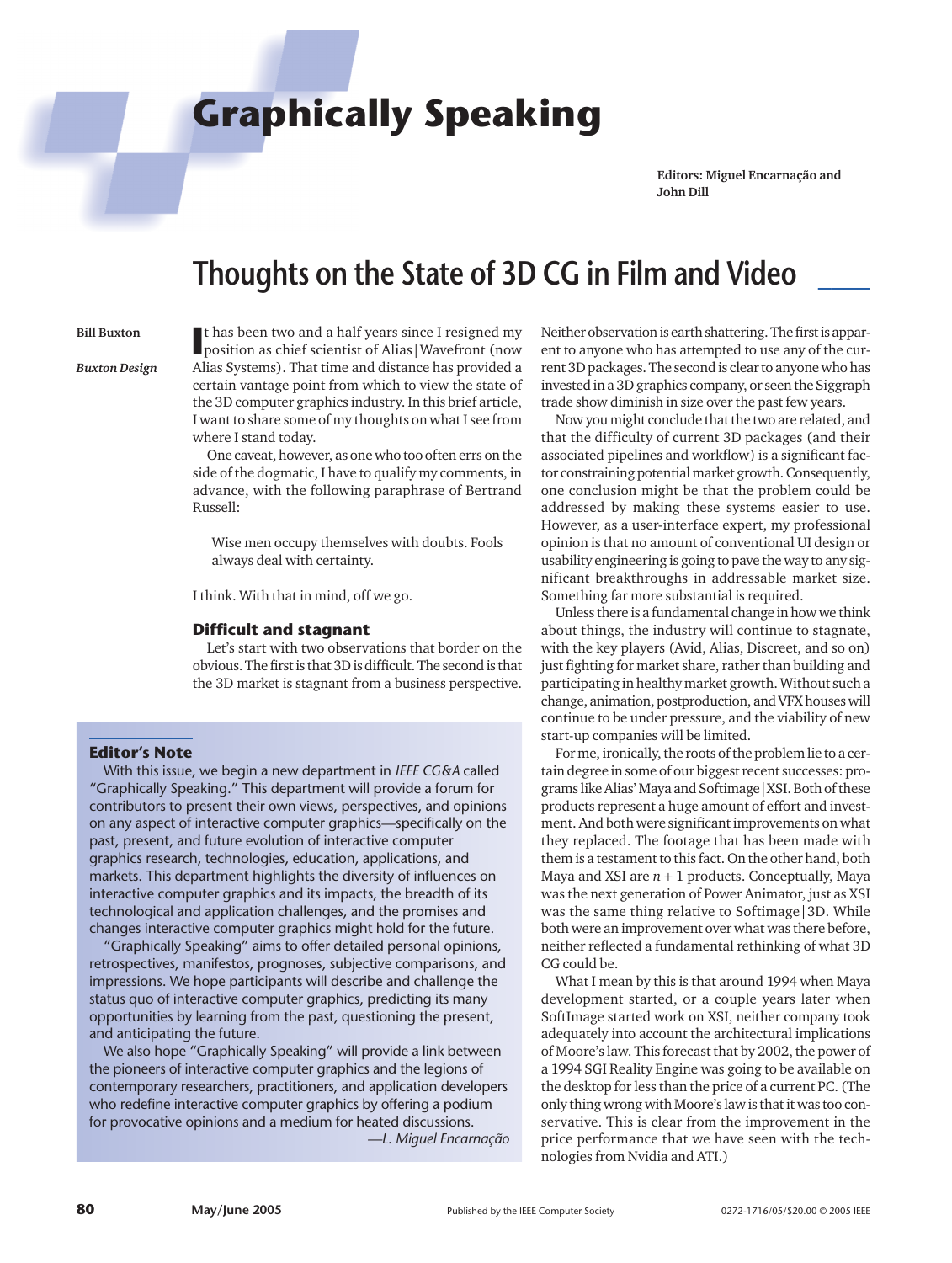# Graphically Speaking

**Editors: Miguel Encarnação and John Dill**

## Thoughts on the State of 3D CG in Film and Video

**Bill Buxton**

*Buxton Design*

It has been two and a half years since I resigned my position as chief scientist of Alias|Wavefront (now Alias Systems). That time and distance has provided a certain vantage point from which to view the state of the 3D computer graphics industry. In this brief article, I want to share some of my thoughts on what I see from where I stand today.

One caveat, however, as one who too often errs on the side of the dogmatic, I have to qualify my comments, in advance, with the following paraphrase of Bertrand Russell:

> Wise men occupy themselves with doubts. Fools always deal with certainty.

I think. With that in mind, off we go.

### Difficult and stagnant

Let's start with two observations that border on the obvious. The first is that 3D is difficult. The second is that the 3D market is stagnant from a business perspective.

Neither observation is earth shattering. The first is apparent to anyone who has attempted to use any of the current 3D packages. The second is clear to anyone who has invested in a 3D graphics company, or seen the Siggraph trade show diminish in size over the past few years.

Now you might conclude that the two are related, and that the difficulty of current 3D packages (and their associated pipelines and workflow) is a significant factor constraining potential market growth. Consequently, one conclusion might be that the problem could be addressed by making these systems easier to use. However, as a user-interface expert, my professional opinion is that no amount of conventional UI design or usability engineering is going to pave the way to any significant breakthroughs in addressable market size. Something far more substantial is required.

Unless there is a fundamental change in how we think about things, the industry will continue to stagnate, with the key players (Avid, Alias, Discreet, and so on) just fighting for market share, rather than building and participating in healthy market growth. Without such a change, animation, postproduction, and VFX houses will continue to be under pressure, and the viability of new start-up companies will be limited.

For me, ironically, the roots of the problem lie to a certain degree in some of our biggest recent successes: programs like Alias' Maya and Softimage|XSI. Both of these products represent a huge amount of effort and investment. And both were significant improvements on what they replaced. The footage that has been made with them is a testament to this fact. On the other hand, both Maya and XSI are $n + 1$ products. Conceptually, Maya was the next generation of Power Animator, just as XSI was the same thing relative to Softimage|3D. While both were an improvement over what was there before, neither reflected a fundamental rethinking of what 3D CG could be.

What I mean by this is that around 1994 when Maya development started, or a couple years later when SoftImage started work on XSI, neither company took adequately into account the architectural implications of Moore's law. This forecast that by 2002, the power of a 1994 SGI Reality Engine was going to be available on the desktop for less than the price of a current PC. (The only thing wrong with Moore's law is that it was too conservative. This is clear from the improvement in the price performance that we have seen with the technologies from Nvidia and ATI.)

---

**Editor's Note**

With this issue, we begin a new department in *IEEE CG&A* called "Graphically Speaking." This department will provide a forum for contributors to present their own views, perspectives, and opinions on any aspect of interactive computer graphics—specifically on the past, present, and future evolution of interactive computer graphics research, technologies, education, applications, and markets. This department highlights the diversity of influences on interactive computer graphics and its impacts, the breadth of its technological and application challenges, and the promises and changes interactive computer graphics might hold for the future.

"Graphically Speaking" aims to offer detailed personal opinions, retrospectives, manifestos, prognoses, subjective comparisons, and impressions. We hope participants will describe and challenge the status quo of interactive computer graphics, predicting its many opportunities by learning from the past, questioning the present, and anticipating the future.

We also hope "Graphically Speaking" will provide a link between the pioneers of interactive computer graphics and the legions of contemporary researchers, practitioners, and application developers who redefine interactive computer graphics by offering a podium for provocative opinions and a medium for heated discussions.

*—L. Miguel Encarnação*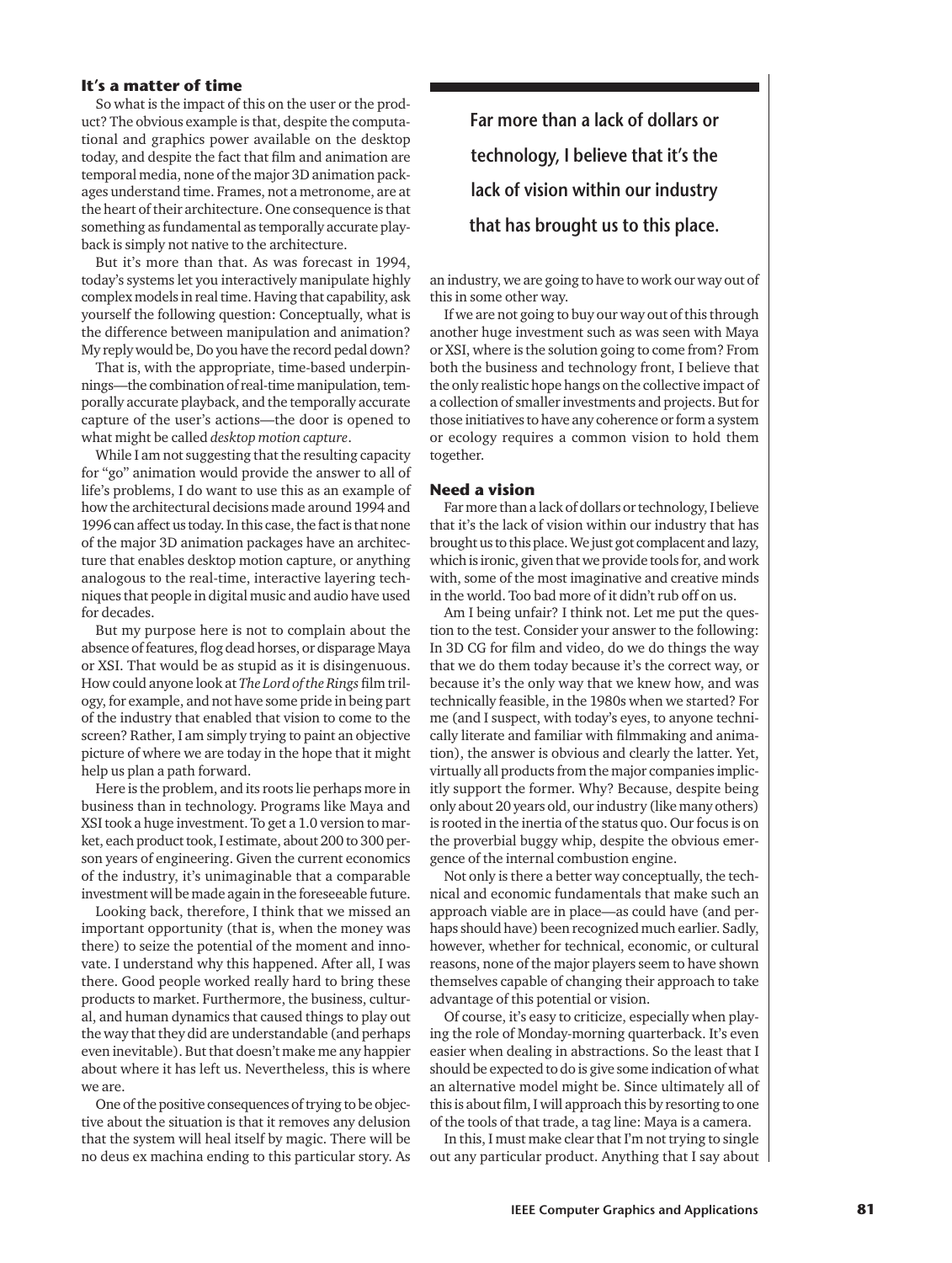### It's a matter of time

So what is the impact of this on the user or the product? The obvious example is that, despite the computational and graphics power available on the desktop today, and despite the fact that film and animation are temporal media, none of the major 3D animation packages understand time. Frames, not a metronome, are at the heart of their architecture. One consequence is that something as fundamental as temporally accurate playback is simply not native to the architecture.

But it's more than that. As was forecast in 1994, today's systems let you interactively manipulate highly complex models in real time. Having that capability, ask yourself the following question: Conceptually, what is the difference between manipulation and animation? My reply would be, Do you have the record pedal down?

That is, with the appropriate, time-based underpinnings—the combination of real-time manipulation, temporally accurate playback, and the temporally accurate capture of the user's actions—the door is opened to what might be called *desktop motion capture*.

While I am not suggesting that the resulting capacity for "go" animation would provide the answer to all of life's problems, I do want to use this as an example of how the architectural decisions made around 1994 and 1996 can affect us today. In this case, the fact is that none of the major 3D animation packages have an architecture that enables desktop motion capture, or anything analogous to the real-time, interactive layering techniques that people in digital music and audio have used for decades.

But my purpose here is not to complain about the absence of features, flog dead horses, or disparage Maya or XSI. That would be as stupid as it is disingenuous. How could anyone look at *The Lord of the Rings* film trilogy, for example, and not have some pride in being part of the industry that enabled that vision to come to the screen? Rather, I am simply trying to paint an objective picture of where we are today in the hope that it might help us plan a path forward.

Here is the problem, and its roots lie perhaps more in business than in technology. Programs like Maya and XSI took a huge investment. To get a 1.0 version to market, each product took, I estimate, about 200 to 300 person years of engineering. Given the current economics of the industry, it's unimaginable that a comparable investment will be made again in the foreseeable future.

Looking back, therefore, I think that we missed an important opportunity (that is, when the money was there) to seize the potential of the moment and innovate. I understand why this happened. After all, I was there. Good people worked really hard to bring these products to market. Furthermore, the business, cultural, and human dynamics that caused things to play out the way that they did are understandable (and perhaps even inevitable). But that doesn't make me any happier about where it has left us. Nevertheless, this is where we are.

One of the positive consequences of trying to be objective about the situation is that it removes any delusion that the system will heal itself by magic. There will be no deus ex machina ending to this particular story. As an industry, we are going to have to work our way out of this in some other way.

**Far more than a lack of dollars or technology, I believe that it's the lack of vision within our industry that has brought us to this place.**

If we are not going to buy our way out of this through another huge investment such as was seen with Maya or XSI, where is the solution going to come from? From both the business and technology front, I believe that the only realistic hope hangs on the collective impact of a collection of smaller investments and projects. But for those initiatives to have any coherence or form a system or ecology requires a common vision to hold them together.

### Need a vision

Far more than a lack of dollars or technology, I believe that it's the lack of vision within our industry that has brought us to this place. We just got complacent and lazy, which is ironic, given that we provide tools for, and work with, some of the most imaginative and creative minds in the world. Too bad more of it didn't rub off on us.

Am I being unfair? I think not. Let me put the question to the test. Consider your answer to the following: In 3D CG for film and video, do we do things the way that we do them today because it's the correct way, or because it's the only way that we knew how, and was technically feasible, in the 1980s when we started? For me (and I suspect, with today's eyes, to anyone technically literate and familiar with filmmaking and animation), the answer is obvious and clearly the latter. Yet, virtually all products from the major companies implicitly support the former. Why? Because, despite being only about 20 years old, our industry (like many others) is rooted in the inertia of the status quo. Our focus is on the proverbial buggy whip, despite the obvious emergence of the internal combustion engine.

Not only is there a better way conceptually, the technical and economic fundamentals that make such an approach viable are in place—as could have (and perhaps should have) been recognized much earlier. Sadly, however, whether for technical, economic, or cultural reasons, none of the major players seem to have shown themselves capable of changing their approach to take advantage of this potential or vision.

Of course, it's easy to criticize, especially when playing the role of Monday-morning quarterback. It's even easier when dealing in abstractions. So the least that I should be expected to do is give some indication of what an alternative model might be. Since ultimately all of this is about film, I will approach this by resorting to one of the tools of that trade, a tag line: Maya is a camera.

In this, I must make clear that I'm not trying to single out any particular product. Anything that I say about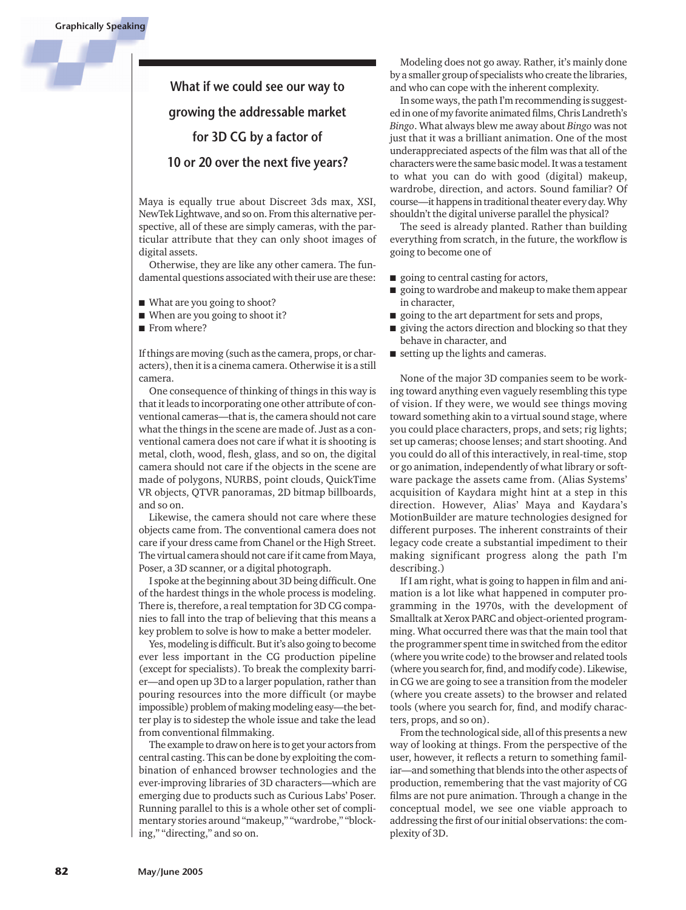> What if we could see our way to growing the addressable market for 3D CG by a factor of 10 or 20 over the next five years?

Maya is equally true about Discreet 3ds max, XSI, NewTek Lightwave, and so on. From this alternative perspective, all of these are simply cameras, with the particular attribute that they can only shoot images of digital assets.

Otherwise, they are like any other camera. The fundamental questions associated with their use are these:

- What are you going to shoot?
- When are you going to shoot it?
- From where?

If things are moving (such as the camera, props, or characters), then it is a cinema camera. Otherwise it is a still camera.

One consequence of thinking of things in this way is that it leads to incorporating one other attribute of conventional cameras—that is, the camera should not care what the things in the scene are made of. Just as a conventional camera does not care if what it is shooting is metal, cloth, wood, flesh, glass, and so on, the digital camera should not care if the objects in the scene are made of polygons, NURBS, point clouds, QuickTime VR objects, QTVR panoramas, 2D bitmap billboards, and so on.

Likewise, the camera should not care where these objects came from. The conventional camera does not care if your dress came from Chanel or the High Street. The virtual camera should not care if it came from Maya, Poser, a 3D scanner, or a digital photograph.

I spoke at the beginning about 3D being difficult. One of the hardest things in the whole process is modeling. There is, therefore, a real temptation for 3D CG companies to fall into the trap of believing that this means a key problem to solve is how to make a better modeler.

Yes, modeling is difficult. But it's also going to become ever less important in the CG production pipeline (except for specialists). To break the complexity barrier—and open up 3D to a larger population, rather than pouring resources into the more difficult (or maybe impossible) problem of making modeling easy—the better play is to sidestep the whole issue and take the lead from conventional filmmaking.

The example to draw on here is to get your actors from central casting. This can be done by exploiting the combination of enhanced browser technologies and the ever-improving libraries of 3D characters—which are emerging due to products such as Curious Labs' Poser. Running parallel to this is a whole other set of complimentary stories around "makeup," "wardrobe," "blocking," "directing," and so on.

Modeling does not go away. Rather, it's mainly done by a smaller group of specialists who create the libraries, and who can cope with the inherent complexity.

In some ways, the path I'm recommending is suggested in one of my favorite animated films, Chris Landreth's *Bingo*. What always blew me away about *Bingo* was not just that it was a brilliant animation. One of the most underappreciated aspects of the film was that all of the characters were the same basic model. It was a testament to what you can do with good (digital) makeup, wardrobe, direction, and actors. Sound familiar? Of course—it happens in traditional theater every day. Why shouldn't the digital universe parallel the physical?

The seed is already planted. Rather than building everything from scratch, in the future, the workflow is going to become one of

- going to central casting for actors,
- going to wardrobe and makeup to make them appear in character,
- going to the art department for sets and props,
- giving the actors direction and blocking so that they behave in character, and
- setting up the lights and cameras.

None of the major 3D companies seem to be working toward anything even vaguely resembling this type of vision. If they were, we would see things moving toward something akin to a virtual sound stage, where you could place characters, props, and sets; rig lights; set up cameras; choose lenses; and start shooting. And you could do all of this interactively, in real-time, stop or go animation, independently of what library or software package the assets came from. (Alias Systems' acquisition of Kaydara might hint at a step in this direction. However, Alias' Maya and Kaydara's MotionBuilder are mature technologies designed for different purposes. The inherent constraints of their legacy code create a substantial impediment to their making significant progress along the path I'm describing.)

If I am right, what is going to happen in film and animation is a lot like what happened in computer programming in the 1970s, with the development of Smalltalk at Xerox PARC and object-oriented programming. What occurred there was that the main tool that the programmer spent time in switched from the editor (where you write code) to the browser and related tools (where you search for, find, and modify code). Likewise, in CG we are going to see a transition from the modeler (where you create assets) to the browser and related tools (where you search for, find, and modify characters, props, and so on).

From the technological side, all of this presents a new way of looking at things. From the perspective of the user, however, it reflects a return to something familiar—and something that blends into the other aspects of production, remembering that the vast majority of CG films are not pure animation. Through a change in the conceptual model, we see one viable approach to addressing the first of our initial observations: the complexity of 3D.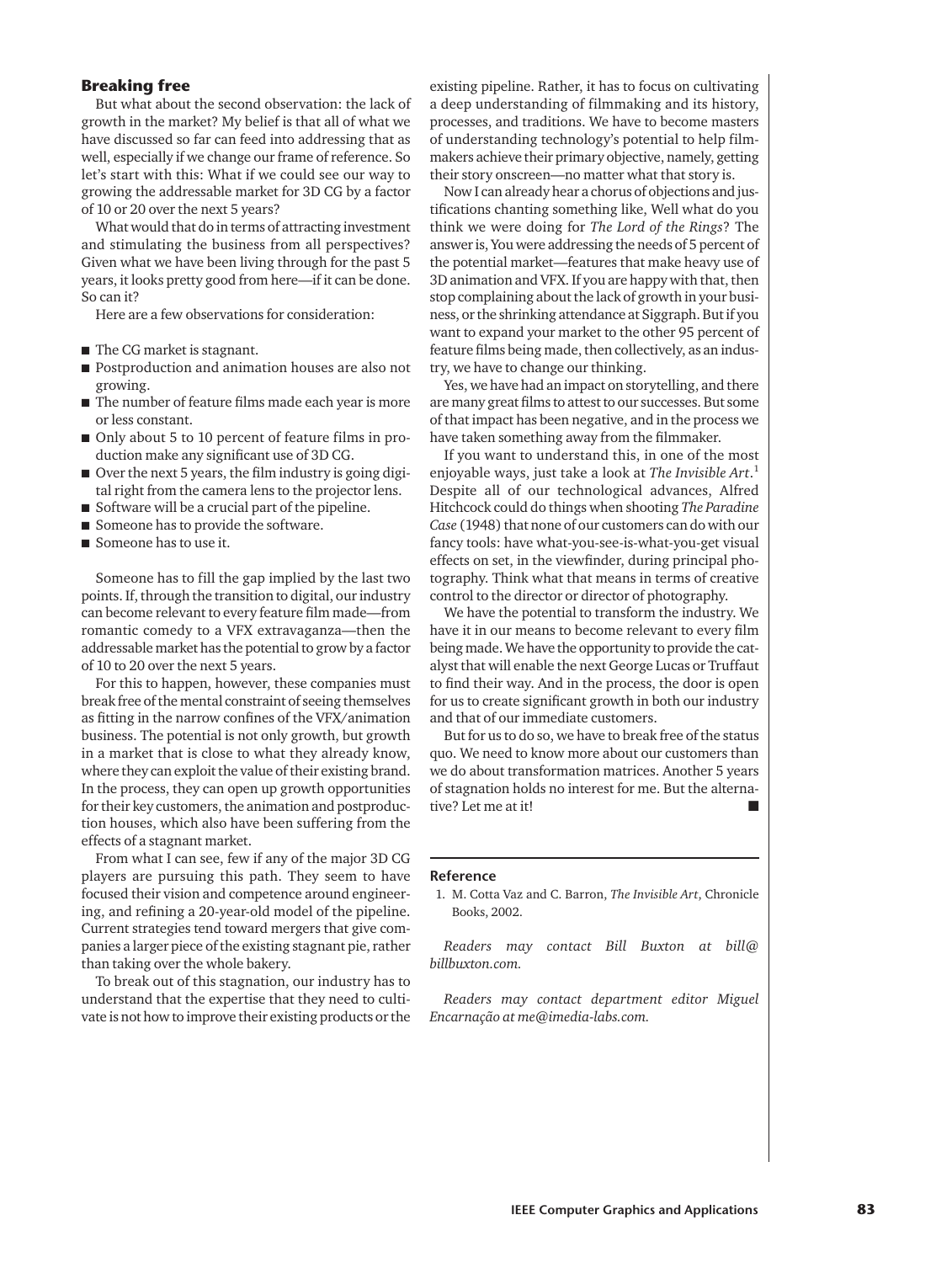## Breaking free

But what about the second observation: the lack of growth in the market? My belief is that all of what we have discussed so far can feed into addressing that as well, especially if we change our frame of reference. So let's start with this: What if we could see our way to growing the addressable market for 3D CG by a factor of 10 or 20 over the next 5 years?

What would that do in terms of attracting investment and stimulating the business from all perspectives? Given what we have been living through for the past 5 years, it looks pretty good from here—if it can be done. So can it?

Here are a few observations for consideration:

- The CG market is stagnant.
- Postproduction and animation houses are also not growing.
- The number of feature films made each year is more or less constant.
- Only about 5 to 10 percent of feature films in production make any significant use of 3D CG.
- Over the next 5 years, the film industry is going digital right from the camera lens to the projector lens.
- Software will be a crucial part of the pipeline.
- Someone has to provide the software.
- Someone has to use it.

Someone has to fill the gap implied by the last two points. If, through the transition to digital, our industry can become relevant to every feature film made—from romantic comedy to a VFX extravaganza—then the addressable market has the potential to grow by a factor of 10 to 20 over the next 5 years.

For this to happen, however, these companies must break free of the mental constraint of seeing themselves as fitting in the narrow confines of the VFX/animation business. The potential is not only growth, but growth in a market that is close to what they already know, where they can exploit the value of their existing brand. In the process, they can open up growth opportunities for their key customers, the animation and postproduction houses, which also have been suffering from the effects of a stagnant market.

From what I can see, few if any of the major 3D CG players are pursuing this path. They seem to have focused their vision and competence around engineering, and refining a 20-year-old model of the pipeline. Current strategies tend toward mergers that give companies a larger piece of the existing stagnant pie, rather than taking over the whole bakery.

To break out of this stagnation, our industry has to understand that the expertise that they need to cultivate is not how to improve their existing products or the existing pipeline. Rather, it has to focus on cultivating a deep understanding of filmmaking and its history, processes, and traditions. We have to become masters of understanding technology's potential to help filmmakers achieve their primary objective, namely, getting their story onscreen—no matter what that story is.

Now I can already hear a chorus of objections and justifications chanting something like, Well what do you think we were doing for *The Lord of the Rings*? The answer is, You were addressing the needs of 5 percent of the potential market—features that make heavy use of 3D animation and VFX. If you are happy with that, then stop complaining about the lack of growth in your business, or the shrinking attendance at Siggraph. But if you want to expand your market to the other 95 percent of feature films being made, then collectively, as an industry, we have to change our thinking.

Yes, we have had an impact on storytelling, and there are many great films to attest to our successes. But some of that impact has been negative, and in the process we have taken something away from the filmmaker.

If you want to understand this, in one of the most enjoyable ways, just take a look at *The Invisible Art*.[1] Despite all of our technological advances, Alfred Hitchcock could do things when shooting *The Paradine Case* (1948) that none of our customers can do with our fancy tools: have what-you-see-is-what-you-get visual effects on set, in the viewfinder, during principal photography. Think what that means in terms of creative control to the director or director of photography.

We have the potential to transform the industry. We have it in our means to become relevant to every film being made. We have the opportunity to provide the catalyst that will enable the next George Lucas or Truffaut to find their way. And in the process, the door is open for us to create significant growth in both our industry and that of our immediate customers.

But for us to do so, we have to break free of the status quo. We need to know more about our customers than we do about transformation matrices. Another 5 years of stagnation holds no interest for me. But the alternative? Let me at it! ■

### Reference

1. M. Cotta Vaz and C. Barron, *The Invisible Art*, Chronicle Books, 2002.

*Readers may contact Bill Buxton at bill@billbuxton.com.*

*Readers may contact department editor Miguel Encarnação at me@imedia-labs.com.*